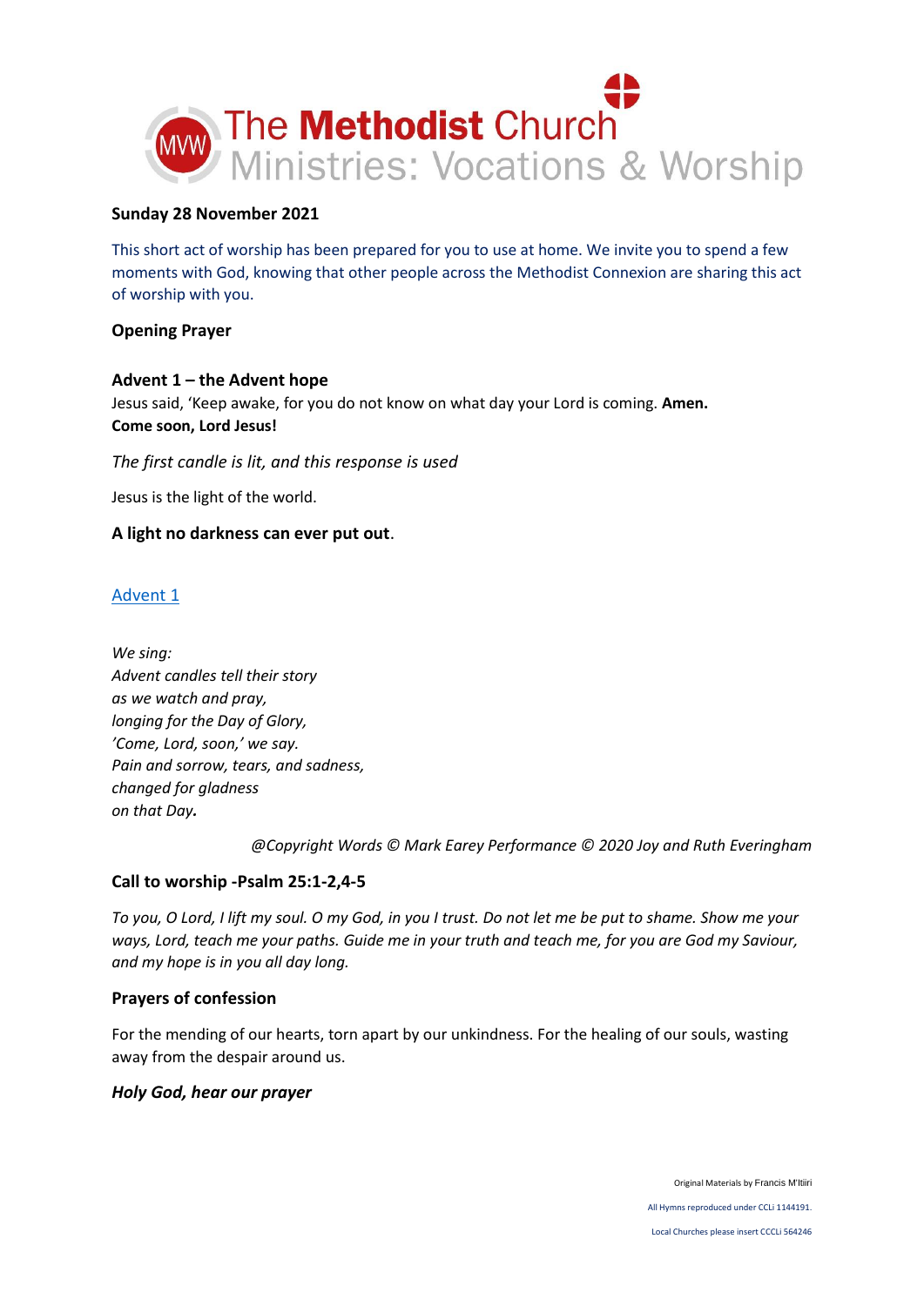# The Methodist Church
## Ministries: Vocations & Worship

**Sunday 28 November 2021**

This short act of worship has been prepared for you to use at home. We invite you to spend a few moments with God, knowing that other people across the Methodist Connexion are sharing this act of worship with you.

**Opening Prayer**

**Advent 1 – the Advent hope**
Jesus said, 'Keep awake, for you do not know on what day your Lord is coming. **Amen.**
**Come soon, Lord Jesus!**

*The first candle is lit, and this response is used*

Jesus is the light of the world.

**A light no darkness can ever put out**.

[Advent 1]

*We sing:*
*Advent candles tell their story*
*as we watch and pray,*
*longing for the Day of Glory,*
*'Come, Lord, soon,' we say.*
*Pain and sorrow, tears, and sadness,*
*changed for gladness*
*on that Day.*

*@Copyright Words © Mark Earey Performance © 2020 Joy and Ruth Everingham*

**Call to worship -Psalm 25:1-2,4-5**

*To you, O Lord, I lift my soul. O my God, in you I trust. Do not let me be put to shame. Show me your ways, Lord, teach me your paths. Guide me in your truth and teach me, for you are God my Saviour, and my hope is in you all day long.*

**Prayers of confession**

For the mending of our hearts, torn apart by our unkindness. For the healing of our souls, wasting away from the despair around us.

***Holy God, hear our prayer***

Original Materials by Francis M'Itiiri

All Hymns reproduced under CCLi 1144191.

Local Churches please insert CCCLi 564246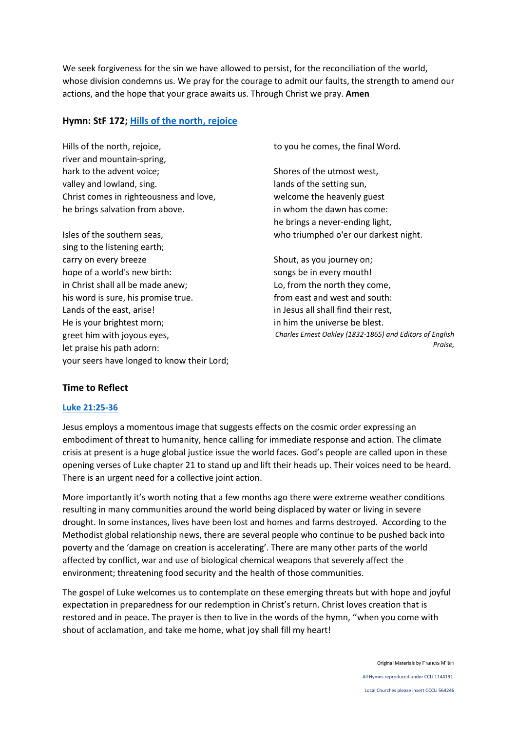We seek forgiveness for the sin we have allowed to persist, for the reconciliation of the world, whose division condemns us. We pray for the courage to admit our faults, the strength to amend our actions, and the hope that your grace awaits us. Through Christ we pray. **Amen**

### Hymn: StF 172; Hills of the north, rejoice

Hills of the north, rejoice,
river and mountain-spring,
hark to the advent voice;
valley and lowland, sing.
Christ comes in righteousness and love,
he brings salvation from above.

Isles of the southern seas,
sing to the listening earth;
carry on every breeze
hope of a world's new birth:
in Christ shall all be made anew;
his word is sure, his promise true.
Lands of the east, arise!
He is your brightest morn;
greet him with joyous eyes,
let praise his path adorn:
your seers have longed to know their Lord;
to you he comes, the final Word.

Shores of the utmost west,
lands of the setting sun,
welcome the heavenly guest
in whom the dawn has come:
he brings a never-ending light,
who triumphed o'er our darkest night.

Shout, as you journey on;
songs be in every mouth!
Lo, from the north they come,
from east and west and south:
in Jesus all shall find their rest,
in him the universe be blest.

*Charles Ernest Oakley (1832-1865) and Editors of English Praise,*

### Time to Reflect

**Luke 21:25-36**

Jesus employs a momentous image that suggests effects on the cosmic order expressing an embodiment of threat to humanity, hence calling for immediate response and action. The climate crisis at present is a huge global justice issue the world faces. God's people are called upon in these opening verses of Luke chapter 21 to stand up and lift their heads up. Their voices need to be heard. There is an urgent need for a collective joint action.

More importantly it's worth noting that a few months ago there were extreme weather conditions resulting in many communities around the world being displaced by water or living in severe drought. In some instances, lives have been lost and homes and farms destroyed. According to the Methodist global relationship news, there are several people who continue to be pushed back into poverty and the 'damage on creation is accelerating'. There are many other parts of the world affected by conflict, war and use of biological chemical weapons that severely affect the environment; threatening food security and the health of those communities.

The gospel of Luke welcomes us to contemplate on these emerging threats but with hope and joyful expectation in preparedness for our redemption in Christ's return. Christ loves creation that is restored and in peace. The prayer is then to live in the words of the hymn, ''when you come with shout of acclamation, and take me home, what joy shall fill my heart!

Original Materials by Francis M'Itiiri

All Hymns reproduced under CCLi 1144191.

Local Churches please insert CCCLi 564246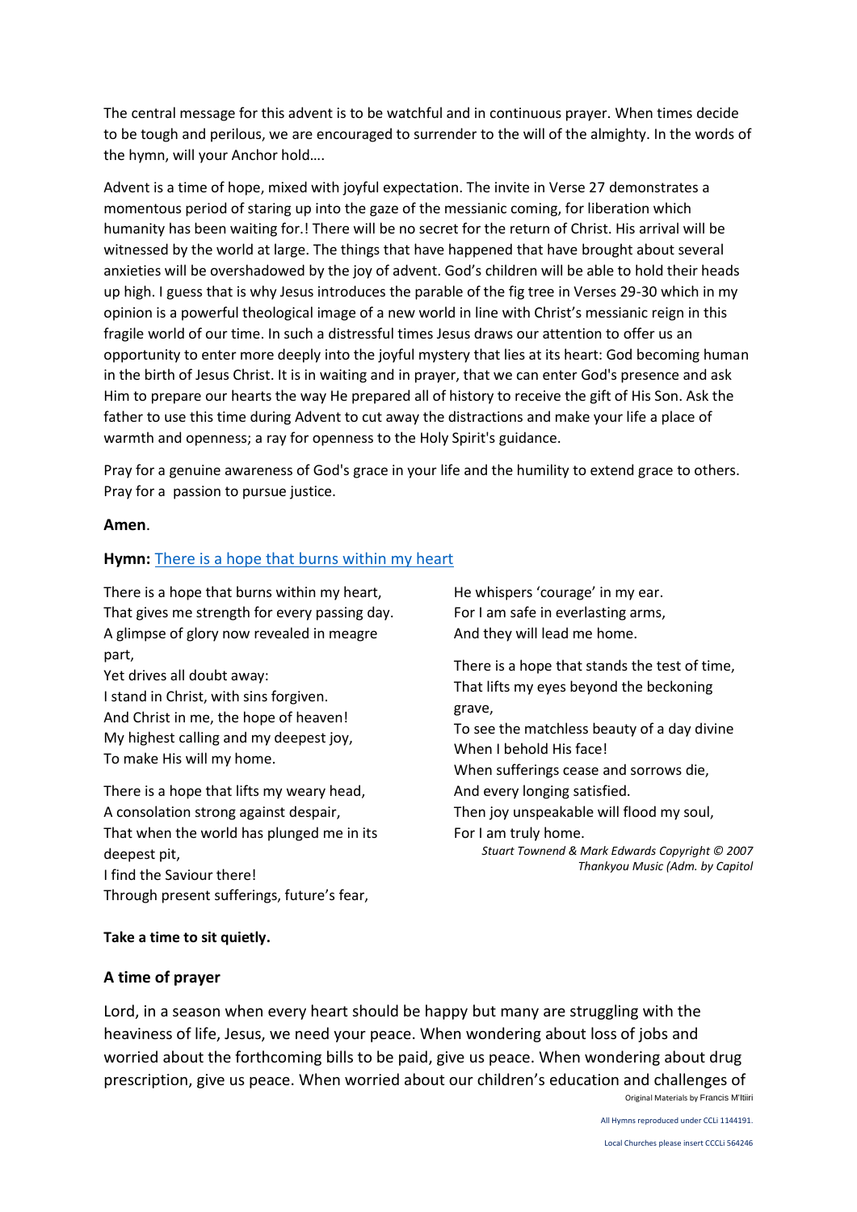The central message for this advent is to be watchful and in continuous prayer. When times decide to be tough and perilous, we are encouraged to surrender to the will of the almighty. In the words of the hymn, will your Anchor hold….

Advent is a time of hope, mixed with joyful expectation. The invite in Verse 27 demonstrates a momentous period of staring up into the gaze of the messianic coming, for liberation which humanity has been waiting for.! There will be no secret for the return of Christ. His arrival will be witnessed by the world at large. The things that have happened that have brought about several anxieties will be overshadowed by the joy of advent. God's children will be able to hold their heads up high. I guess that is why Jesus introduces the parable of the fig tree in Verses 29-30 which in my opinion is a powerful theological image of a new world in line with Christ's messianic reign in this fragile world of our time. In such a distressful times Jesus draws our attention to offer us an opportunity to enter more deeply into the joyful mystery that lies at its heart: God becoming human in the birth of Jesus Christ. It is in waiting and in prayer, that we can enter God's presence and ask Him to prepare our hearts the way He prepared all of history to receive the gift of His Son. Ask the father to use this time during Advent to cut away the distractions and make your life a place of warmth and openness; a ray for openness to the Holy Spirit's guidance.

Pray for a genuine awareness of God's grace in your life and the humility to extend grace to others. Pray for a passion to pursue justice.

**Amen**.

**Hymn:** There is a hope that burns within my heart

There is a hope that burns within my heart,
That gives me strength for every passing day.
A glimpse of glory now revealed in meagre part,
Yet drives all doubt away:
I stand in Christ, with sins forgiven.
And Christ in me, the hope of heaven!
My highest calling and my deepest joy,
To make His will my home.

There is a hope that lifts my weary head,
A consolation strong against despair,
That when the world has plunged me in its deepest pit,
I find the Saviour there!
Through present sufferings, future's fear,
He whispers 'courage' in my ear.
For I am safe in everlasting arms,
And they will lead me home.

There is a hope that stands the test of time,
That lifts my eyes beyond the beckoning grave,
To see the matchless beauty of a day divine
When I behold His face!
When sufferings cease and sorrows die,
And every longing satisfied.
Then joy unspeakable will flood my soul,
For I am truly home.

*Stuart Townend & Mark Edwards Copyright © 2007 Thankyou Music (Adm. by Capitol*

**Take a time to sit quietly.**

### A time of prayer

Lord, in a season when every heart should be happy but many are struggling with the heaviness of life, Jesus, we need your peace. When wondering about loss of jobs and worried about the forthcoming bills to be paid, give us peace. When wondering about drug prescription, give us peace. When worried about our children's education and challenges of

Original Materials by Francis M'Itiiri

All Hymns reproduced under CCLi 1144191.

Local Churches please insert CCCLi 564246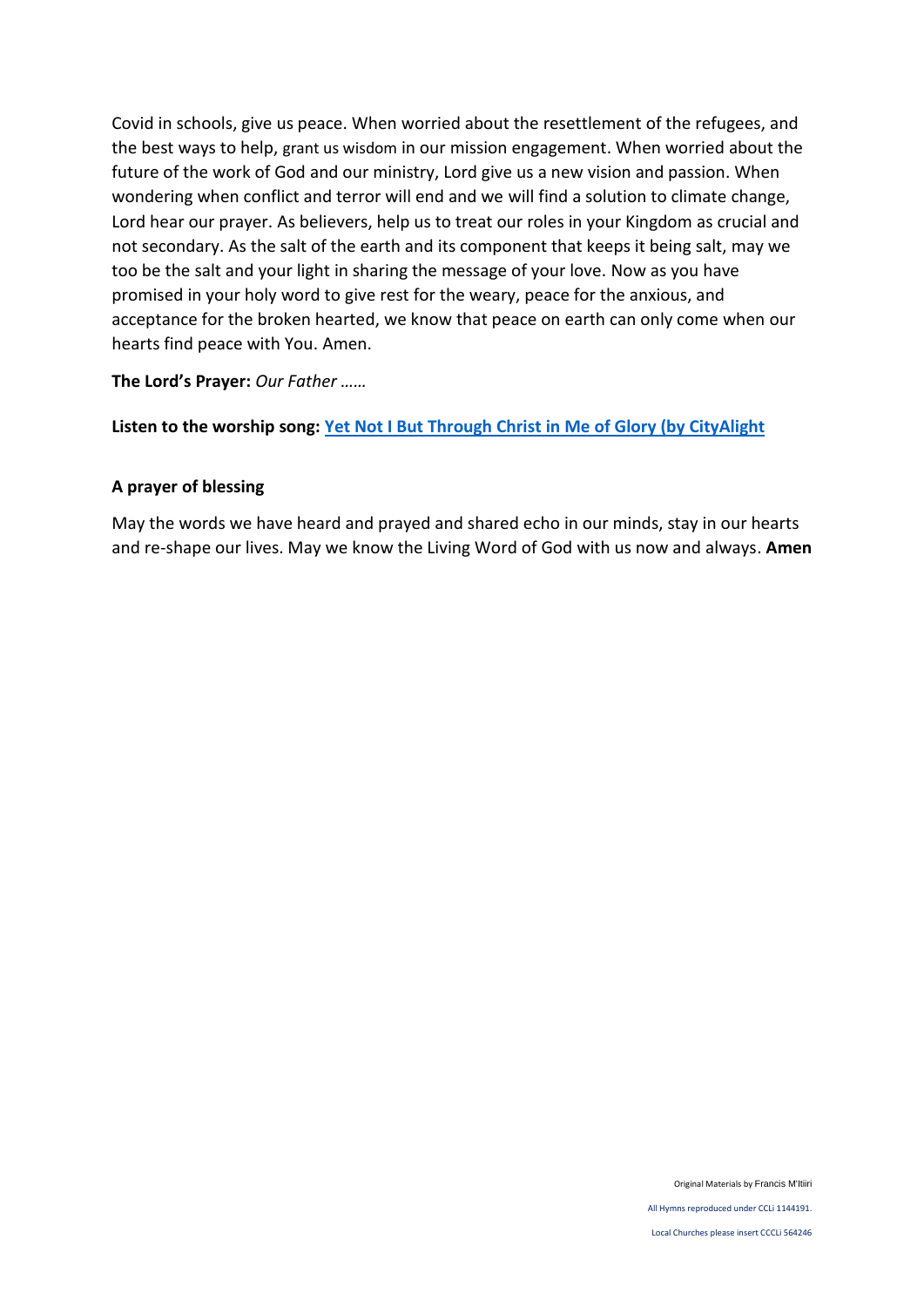Covid in schools, give us peace. When worried about the resettlement of the refugees, and the best ways to help, grant us wisdom in our mission engagement. When worried about the future of the work of God and our ministry, Lord give us a new vision and passion. When wondering when conflict and terror will end and we will find a solution to climate change, Lord hear our prayer. As believers, help us to treat our roles in your Kingdom as crucial and not secondary. As the salt of the earth and its component that keeps it being salt, may we too be the salt and your light in sharing the message of your love. Now as you have promised in your holy word to give rest for the weary, peace for the anxious, and acceptance for the broken hearted, we know that peace on earth can only come when our hearts find peace with You. Amen.

**The Lord's Prayer:** *Our Father ……*

**Listen to the worship song: Yet Not I But Through Christ in Me of Glory (by CityAlight**

**A prayer of blessing**

May the words we have heard and prayed and shared echo in our minds, stay in our hearts and re-shape our lives. May we know the Living Word of God with us now and always. **Amen**

Original Materials by Francis M'Itiiri

All Hymns reproduced under CCLi 1144191.

Local Churches please insert CCCLi 564246